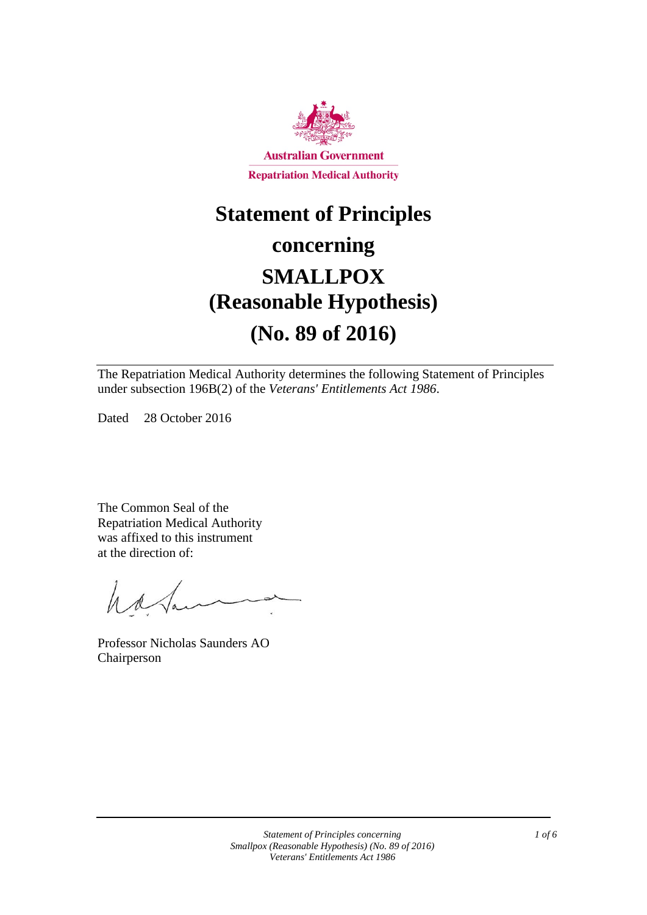Australian Government

Repatriation Medical Authority

# Statement of Principles concerning SMALLPOX (Reasonable Hypothesis) (No. 89 of 2016)

The Repatriation Medical Authority determines the following Statement of Principles under subsection 196B(2) of the *Veterans' Entitlements Act 1986*.

Dated 28 October 2016

The Common Seal of the Repatriation Medical Authority was affixed to this instrument at the direction of:

Professor Nicholas Saunders AO
Chairperson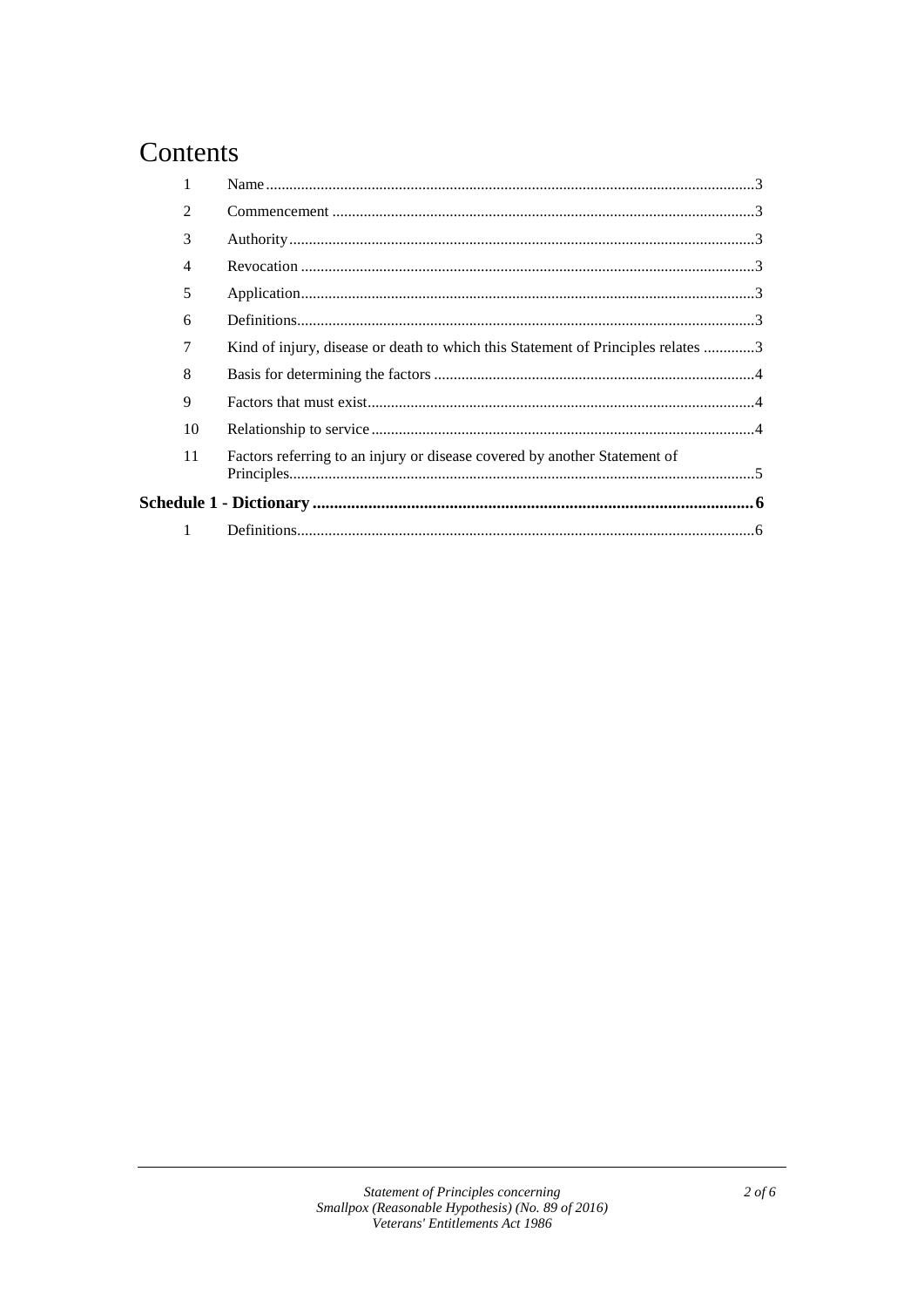# Contents

| | | |
|---|---|---|
| 1 | Name | 3 |
| 2 | Commencement | 3 |
| 3 | Authority | 3 |
| 4 | Revocation | 3 |
| 5 | Application | 3 |
| 6 | Definitions | 3 |
| 7 | Kind of injury, disease or death to which this Statement of Principles relates | 3 |
| 8 | Basis for determining the factors | 4 |
| 9 | Factors that must exist | 4 |
| 10 | Relationship to service | 4 |
| 11 | Factors referring to an injury or disease covered by another Statement of Principles | 5 |
| **Schedule 1 - Dictionary** | | **6** |
| 1 | Definitions | 6 |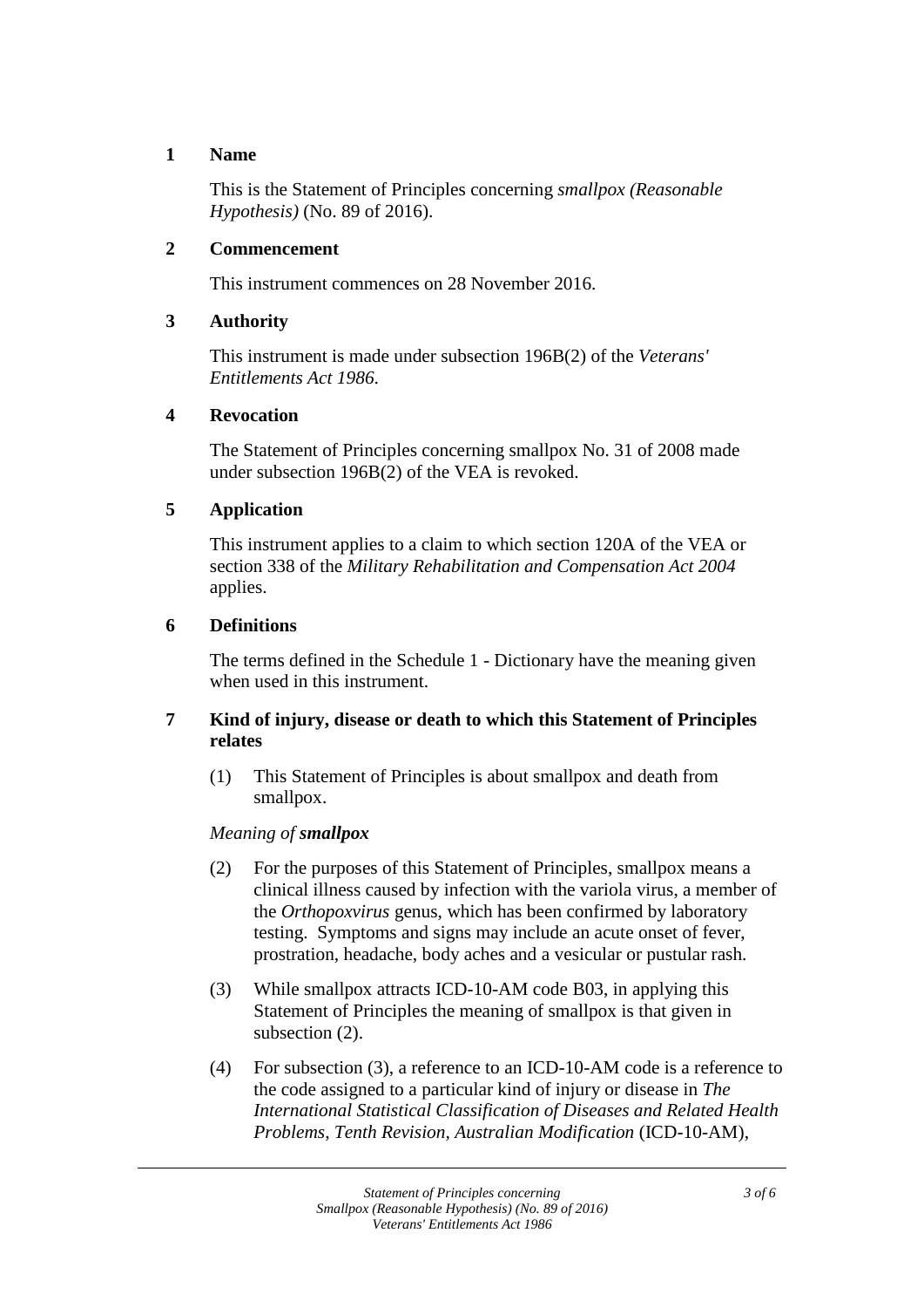## 1 Name

This is the Statement of Principles concerning *smallpox (Reasonable Hypothesis)* (No. 89 of 2016).

## 2 Commencement

This instrument commences on 28 November 2016.

## 3 Authority

This instrument is made under subsection 196B(2) of the *Veterans' Entitlements Act 1986*.

## 4 Revocation

The Statement of Principles concerning smallpox No. 31 of 2008 made under subsection 196B(2) of the VEA is revoked.

## 5 Application

This instrument applies to a claim to which section 120A of the VEA or section 338 of the *Military Rehabilitation and Compensation Act 2004* applies.

## 6 Definitions

The terms defined in the Schedule 1 - Dictionary have the meaning given when used in this instrument.

## 7 Kind of injury, disease or death to which this Statement of Principles relates

(1) This Statement of Principles is about smallpox and death from smallpox.

*Meaning of* ***smallpox***

(2) For the purposes of this Statement of Principles, smallpox means a clinical illness caused by infection with the variola virus, a member of the *Orthopoxvirus* genus, which has been confirmed by laboratory testing. Symptoms and signs may include an acute onset of fever, prostration, headache, body aches and a vesicular or pustular rash.

(3) While smallpox attracts ICD-10-AM code B03, in applying this Statement of Principles the meaning of smallpox is that given in subsection (2).

(4) For subsection (3), a reference to an ICD-10-AM code is a reference to the code assigned to a particular kind of injury or disease in *The International Statistical Classification of Diseases and Related Health Problems, Tenth Revision, Australian Modification* (ICD-10-AM),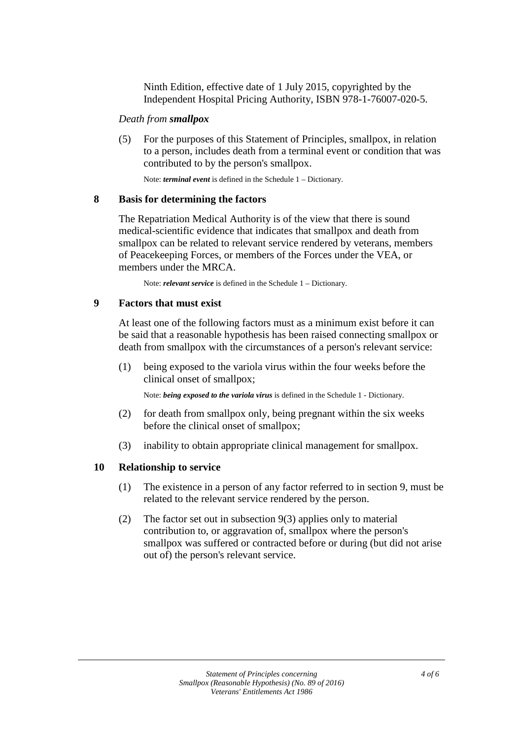Ninth Edition, effective date of 1 July 2015, copyrighted by the Independent Hospital Pricing Authority, ISBN 978-1-76007-020-5.

*Death from **smallpox***

(5) For the purposes of this Statement of Principles, smallpox, in relation to a person, includes death from a terminal event or condition that was contributed to by the person's smallpox.

Note: ***terminal event*** is defined in the Schedule 1 – Dictionary.

## 8 Basis for determining the factors

The Repatriation Medical Authority is of the view that there is sound medical-scientific evidence that indicates that smallpox and death from smallpox can be related to relevant service rendered by veterans, members of Peacekeeping Forces, or members of the Forces under the VEA, or members under the MRCA.

Note: ***relevant service*** is defined in the Schedule 1 – Dictionary.

## 9 Factors that must exist

At least one of the following factors must as a minimum exist before it can be said that a reasonable hypothesis has been raised connecting smallpox or death from smallpox with the circumstances of a person's relevant service:

(1) being exposed to the variola virus within the four weeks before the clinical onset of smallpox;

Note: ***being exposed to the variola virus*** is defined in the Schedule 1 - Dictionary.

(2) for death from smallpox only, being pregnant within the six weeks before the clinical onset of smallpox;

(3) inability to obtain appropriate clinical management for smallpox.

## 10 Relationship to service

(1) The existence in a person of any factor referred to in section 9, must be related to the relevant service rendered by the person.

(2) The factor set out in subsection 9(3) applies only to material contribution to, or aggravation of, smallpox where the person's smallpox was suffered or contracted before or during (but did not arise out of) the person's relevant service.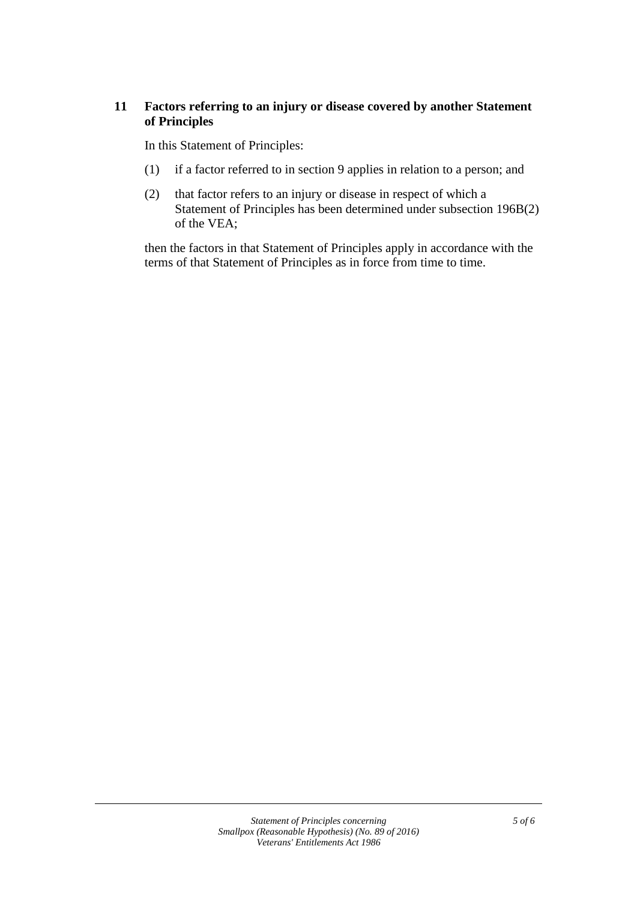## 11 Factors referring to an injury or disease covered by another Statement of Principles

In this Statement of Principles:

(1) if a factor referred to in section 9 applies in relation to a person; and

(2) that factor refers to an injury or disease in respect of which a Statement of Principles has been determined under subsection 196B(2) of the VEA;

then the factors in that Statement of Principles apply in accordance with the terms of that Statement of Principles as in force from time to time.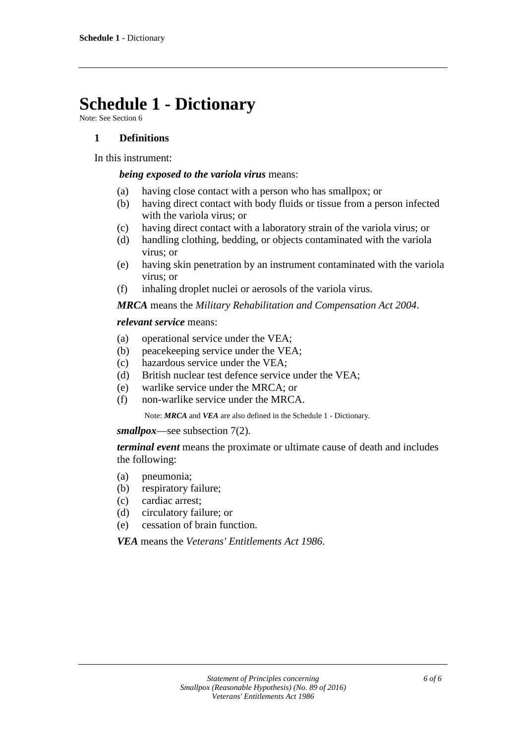# Schedule 1 - Dictionary

Note: See Section 6

## 1 Definitions

In this instrument:

***being exposed to the variola virus*** means:

(a) having close contact with a person who has smallpox; or
(b) having direct contact with body fluids or tissue from a person infected with the variola virus; or
(c) having direct contact with a laboratory strain of the variola virus; or
(d) handling clothing, bedding, or objects contaminated with the variola virus; or
(e) having skin penetration by an instrument contaminated with the variola virus; or
(f) inhaling droplet nuclei or aerosols of the variola virus.

***MRCA*** means the *Military Rehabilitation and Compensation Act 2004*.

***relevant service*** means:

(a) operational service under the VEA;
(b) peacekeeping service under the VEA;
(c) hazardous service under the VEA;
(d) British nuclear test defence service under the VEA;
(e) warlike service under the MRCA; or
(f) non-warlike service under the MRCA.

Note: ***MRCA*** and ***VEA*** are also defined in the Schedule 1 - Dictionary.

***smallpox***—see subsection 7(2).

***terminal event*** means the proximate or ultimate cause of death and includes the following:

(a) pneumonia;
(b) respiratory failure;
(c) cardiac arrest;
(d) circulatory failure; or
(e) cessation of brain function.

***VEA*** means the *Veterans' Entitlements Act 1986*.